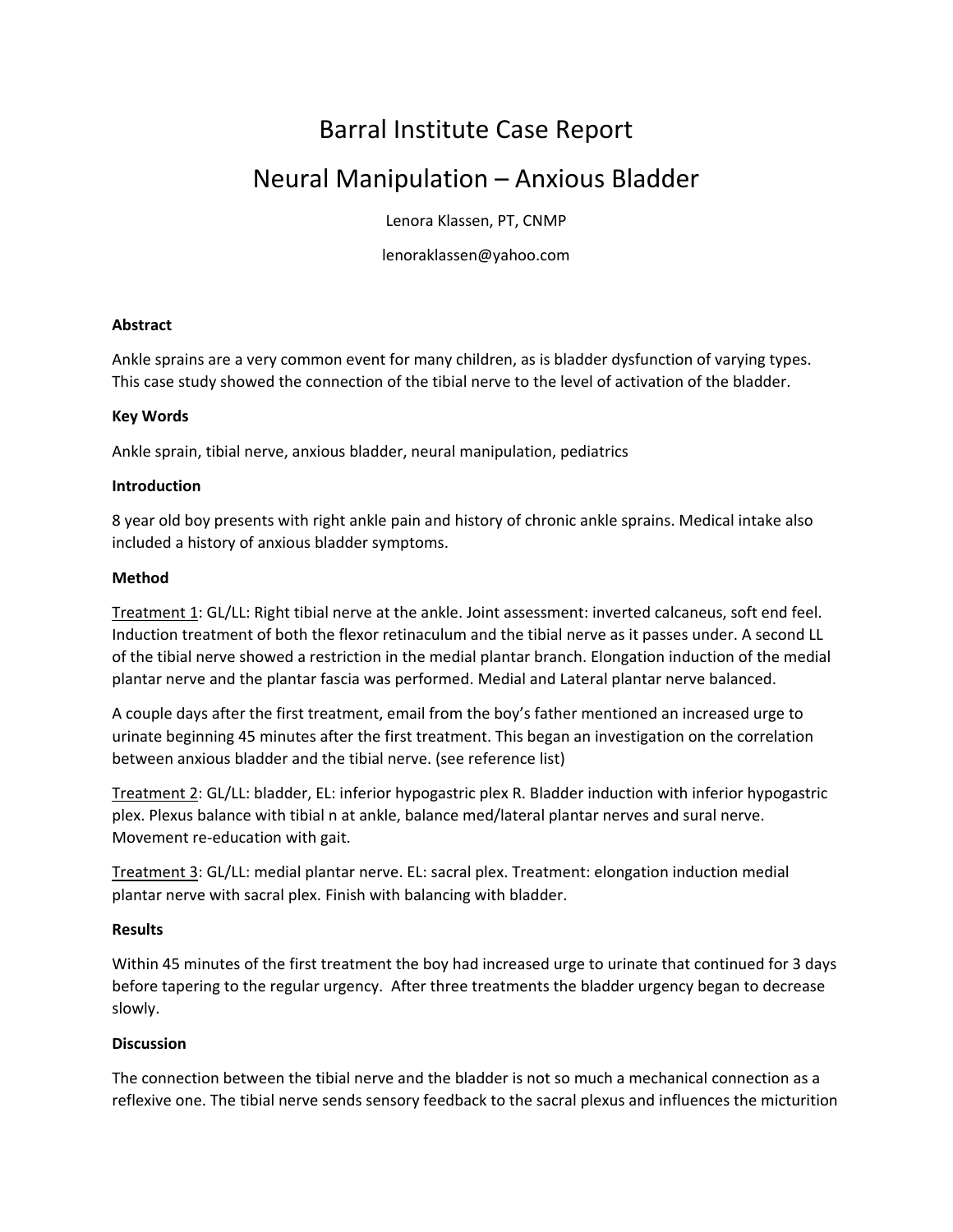# Barral Institute Case Report

# Neural Manipulation – Anxious Bladder

Lenora Klassen, PT, CNMP

lenoraklassen@yahoo.com

**Abstract**

Ankle sprains are a very common event for many children, as is bladder dysfunction of varying types. This case study showed the connection of the tibial nerve to the level of activation of the bladder.

**Key Words**

Ankle sprain, tibial nerve, anxious bladder, neural manipulation, pediatrics

**Introduction**

8 year old boy presents with right ankle pain and history of chronic ankle sprains. Medical intake also included a history of anxious bladder symptoms.

**Method**

<u>Treatment 1</u>: GL/LL: Right tibial nerve at the ankle. Joint assessment: inverted calcaneus, soft end feel. Induction treatment of both the flexor retinaculum and the tibial nerve as it passes under. A second LL of the tibial nerve showed a restriction in the medial plantar branch. Elongation induction of the medial plantar nerve and the plantar fascia was performed. Medial and Lateral plantar nerve balanced.

A couple days after the first treatment, email from the boy's father mentioned an increased urge to urinate beginning 45 minutes after the first treatment. This began an investigation on the correlation between anxious bladder and the tibial nerve. (see reference list)

<u>Treatment 2</u>: GL/LL: bladder, EL: inferior hypogastric plex R. Bladder induction with inferior hypogastric plex. Plexus balance with tibial n at ankle, balance med/lateral plantar nerves and sural nerve. Movement re-education with gait.

<u>Treatment 3</u>: GL/LL: medial plantar nerve. EL: sacral plex. Treatment: elongation induction medial plantar nerve with sacral plex. Finish with balancing with bladder.

**Results**

Within 45 minutes of the first treatment the boy had increased urge to urinate that continued for 3 days before tapering to the regular urgency. After three treatments the bladder urgency began to decrease slowly.

**Discussion**

The connection between the tibial nerve and the bladder is not so much a mechanical connection as a reflexive one. The tibial nerve sends sensory feedback to the sacral plexus and influences the micturition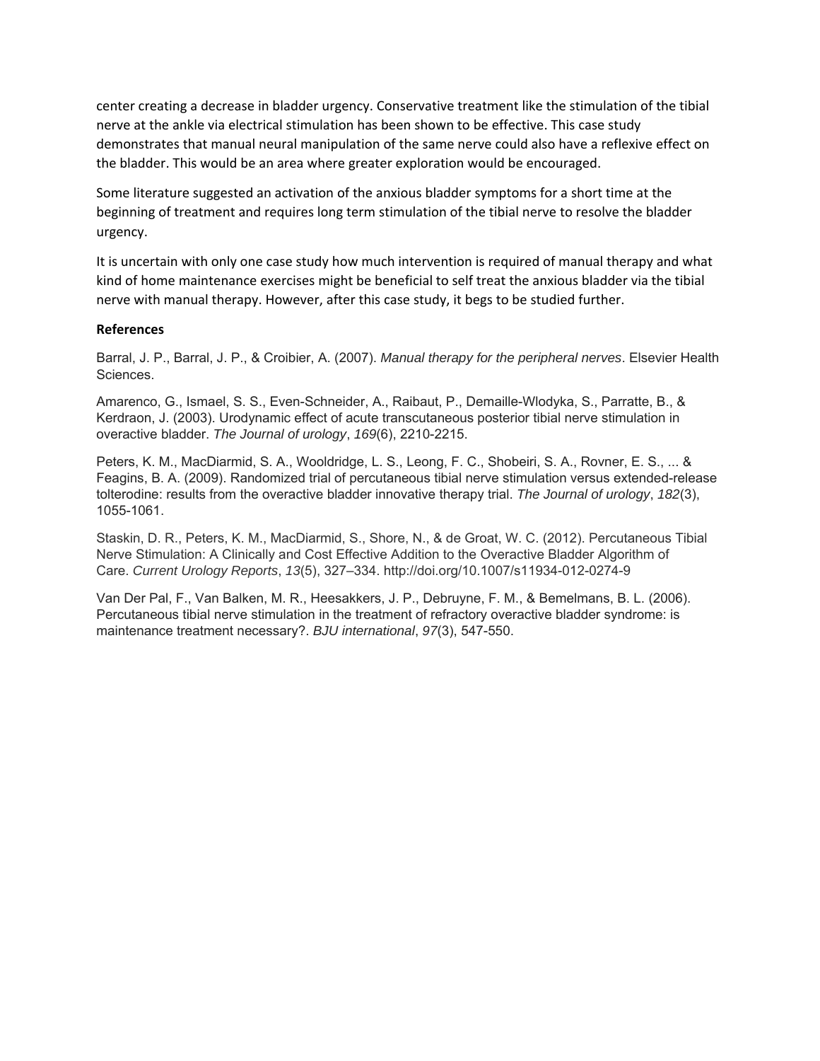center creating a decrease in bladder urgency. Conservative treatment like the stimulation of the tibial nerve at the ankle via electrical stimulation has been shown to be effective. This case study demonstrates that manual neural manipulation of the same nerve could also have a reflexive effect on the bladder. This would be an area where greater exploration would be encouraged.

Some literature suggested an activation of the anxious bladder symptoms for a short time at the beginning of treatment and requires long term stimulation of the tibial nerve to resolve the bladder urgency.

It is uncertain with only one case study how much intervention is required of manual therapy and what kind of home maintenance exercises might be beneficial to self treat the anxious bladder via the tibial nerve with manual therapy. However, after this case study, it begs to be studied further.

**References**

Barral, J. P., Barral, J. P., & Croibier, A. (2007). *Manual therapy for the peripheral nerves*. Elsevier Health Sciences.

Amarenco, G., Ismael, S. S., Even-Schneider, A., Raibaut, P., Demaille-Wlodyka, S., Parratte, B., & Kerdraon, J. (2003). Urodynamic effect of acute transcutaneous posterior tibial nerve stimulation in overactive bladder. *The Journal of urology*, *169*(6), 2210-2215.

Peters, K. M., MacDiarmid, S. A., Wooldridge, L. S., Leong, F. C., Shobeiri, S. A., Rovner, E. S., ... & Feagins, B. A. (2009). Randomized trial of percutaneous tibial nerve stimulation versus extended-release tolterodine: results from the overactive bladder innovative therapy trial. *The Journal of urology*, *182*(3), 1055-1061.

Staskin, D. R., Peters, K. M., MacDiarmid, S., Shore, N., & de Groat, W. C. (2012). Percutaneous Tibial Nerve Stimulation: A Clinically and Cost Effective Addition to the Overactive Bladder Algorithm of Care. *Current Urology Reports*, *13*(5), 327–334. http://doi.org/10.1007/s11934-012-0274-9

Van Der Pal, F., Van Balken, M. R., Heesakkers, J. P., Debruyne, F. M., & Bemelmans, B. L. (2006). Percutaneous tibial nerve stimulation in the treatment of refractory overactive bladder syndrome: is maintenance treatment necessary?. *BJU international*, *97*(3), 547-550.